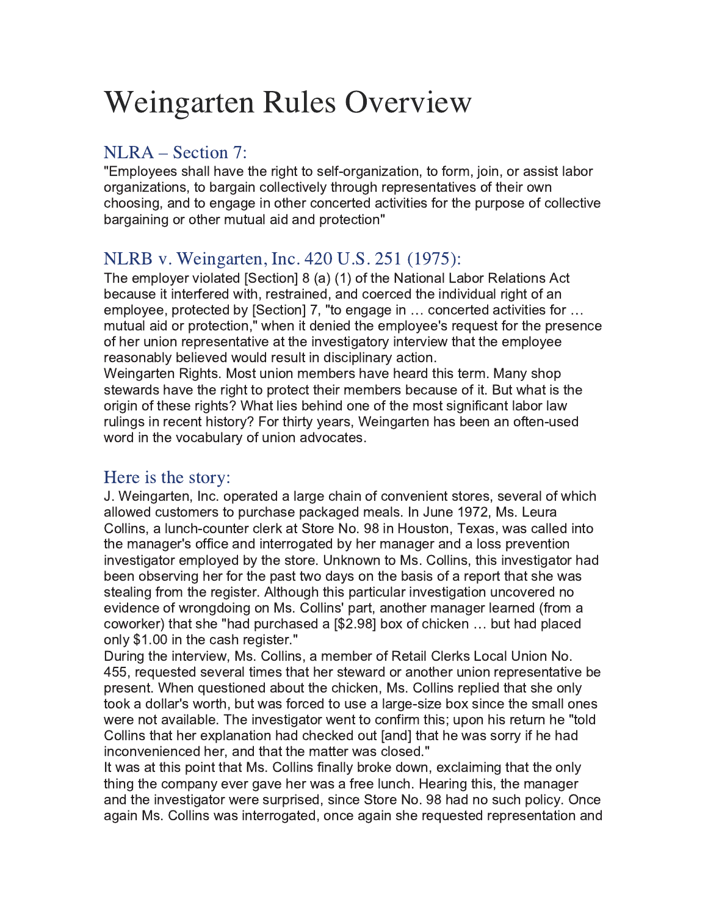# Weingarten Rules Overview

## NLRA – Section 7:

"Employees shall have the right to self-organization, to form, join, or assist labor organizations, to bargain collectively through representatives of their own choosing, and to engage in other concerted activities for the purpose of collective bargaining or other mutual aid and protection"

## NLRB v. Weingarten, Inc. 420 U.S. 251 (1975):

The employer violated [Section] 8 (a) (1) of the National Labor Relations Act because it interfered with, restrained, and coerced the individual right of an employee, protected by [Section] 7, "to engage in … concerted activities for … mutual aid or protection," when it denied the employee's request for the presence of her union representative at the investigatory interview that the employee reasonably believed would result in disciplinary action.

Weingarten Rights. Most union members have heard this term. Many shop stewards have the right to protect their members because of it. But what is the origin of these rights? What lies behind one of the most significant labor law rulings in recent history? For thirty years, Weingarten has been an often-used word in the vocabulary of union advocates.

## Here is the story:

J. Weingarten, Inc. operated a large chain of convenient stores, several of which allowed customers to purchase packaged meals. In June 1972, Ms. Leura Collins, a lunch-counter clerk at Store No. 98 in Houston, Texas, was called into the manager's office and interrogated by her manager and a loss prevention investigator employed by the store. Unknown to Ms. Collins, this investigator had been observing her for the past two days on the basis of a report that she was stealing from the register. Although this particular investigation uncovered no evidence of wrongdoing on Ms. Collins' part, another manager learned (from a coworker) that she "had purchased a [$2.98] box of chicken … but had placed only $1.00 in the cash register."

During the interview, Ms. Collins, a member of Retail Clerks Local Union No. 455, requested several times that her steward or another union representative be present. When questioned about the chicken, Ms. Collins replied that she only took a dollar's worth, but was forced to use a large-size box since the small ones were not available. The investigator went to confirm this; upon his return he "told Collins that her explanation had checked out [and] that he was sorry if he had inconvenienced her, and that the matter was closed."

It was at this point that Ms. Collins finally broke down, exclaiming that the only thing the company ever gave her was a free lunch. Hearing this, the manager and the investigator were surprised, since Store No. 98 had no such policy. Once again Ms. Collins was interrogated, once again she requested representation and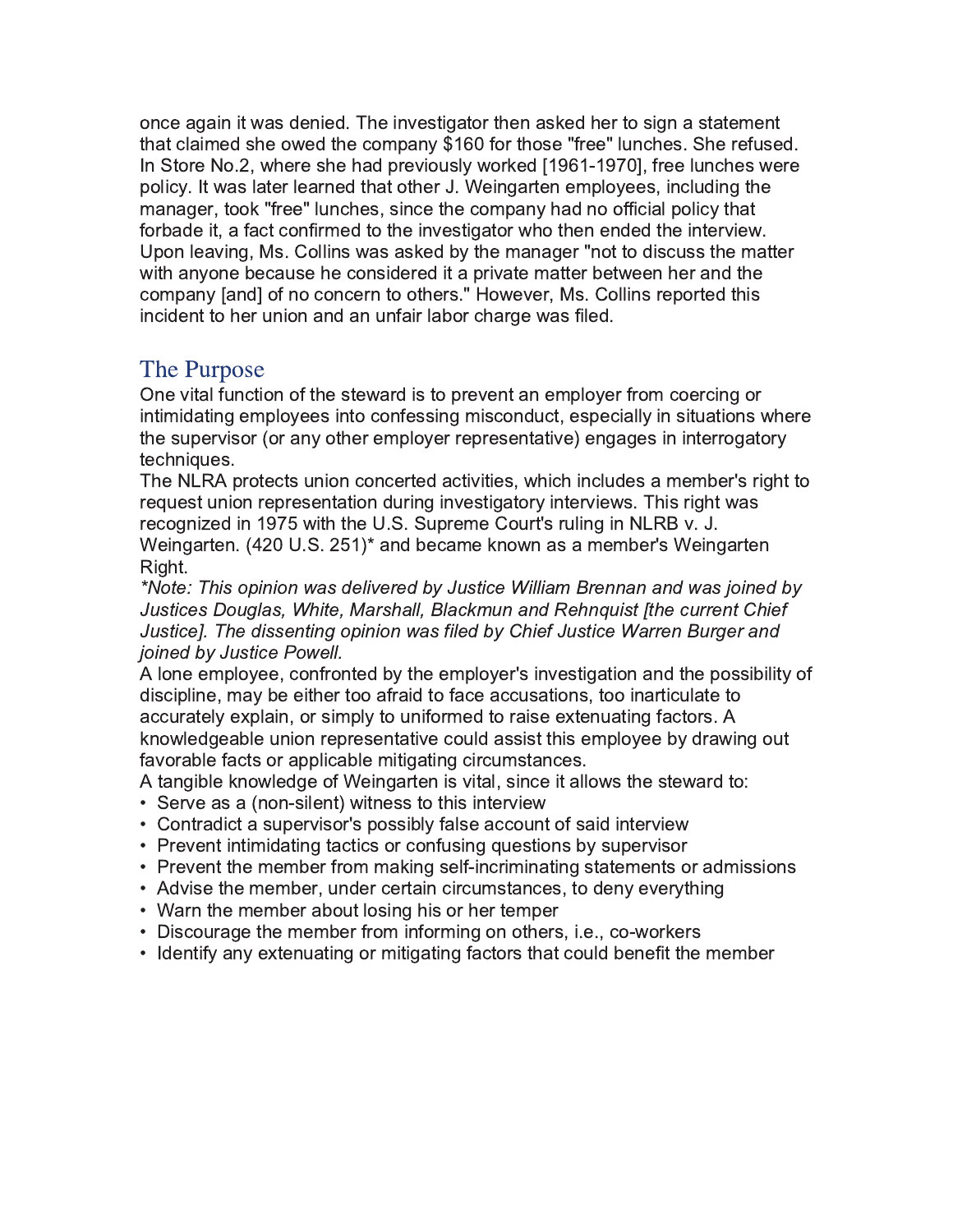once again it was denied. The investigator then asked her to sign a statement that claimed she owed the company $160 for those "free" lunches. She refused. In Store No.2, where she had previously worked [1961-1970], free lunches were policy. It was later learned that other J. Weingarten employees, including the manager, took "free" lunches, since the company had no official policy that forbade it, a fact confirmed to the investigator who then ended the interview. Upon leaving, Ms. Collins was asked by the manager "not to discuss the matter with anyone because he considered it a private matter between her and the company [and] of no concern to others." However, Ms. Collins reported this incident to her union and an unfair labor charge was filed.

## The Purpose

One vital function of the steward is to prevent an employer from coercing or intimidating employees into confessing misconduct, especially in situations where the supervisor (or any other employer representative) engages in interrogatory techniques.

The NLRA protects union concerted activities, which includes a member's right to request union representation during investigatory interviews. This right was recognized in 1975 with the U.S. Supreme Court's ruling in NLRB v. J. Weingarten. (420 U.S. 251)* and became known as a member's Weingarten Right.

*\*Note: This opinion was delivered by Justice William Brennan and was joined by Justices Douglas, White, Marshall, Blackmun and Rehnquist [the current Chief Justice]. The dissenting opinion was filed by Chief Justice Warren Burger and joined by Justice Powell.*

A lone employee, confronted by the employer's investigation and the possibility of discipline, may be either too afraid to face accusations, too inarticulate to accurately explain, or simply to uniformed to raise extenuating factors. A knowledgeable union representative could assist this employee by drawing out favorable facts or applicable mitigating circumstances.

A tangible knowledge of Weingarten is vital, since it allows the steward to:

- Serve as a (non-silent) witness to this interview
- Contradict a supervisor's possibly false account of said interview
- Prevent intimidating tactics or confusing questions by supervisor
- Prevent the member from making self-incriminating statements or admissions
- Advise the member, under certain circumstances, to deny everything
- Warn the member about losing his or her temper
- Discourage the member from informing on others, i.e., co-workers
- Identify any extenuating or mitigating factors that could benefit the member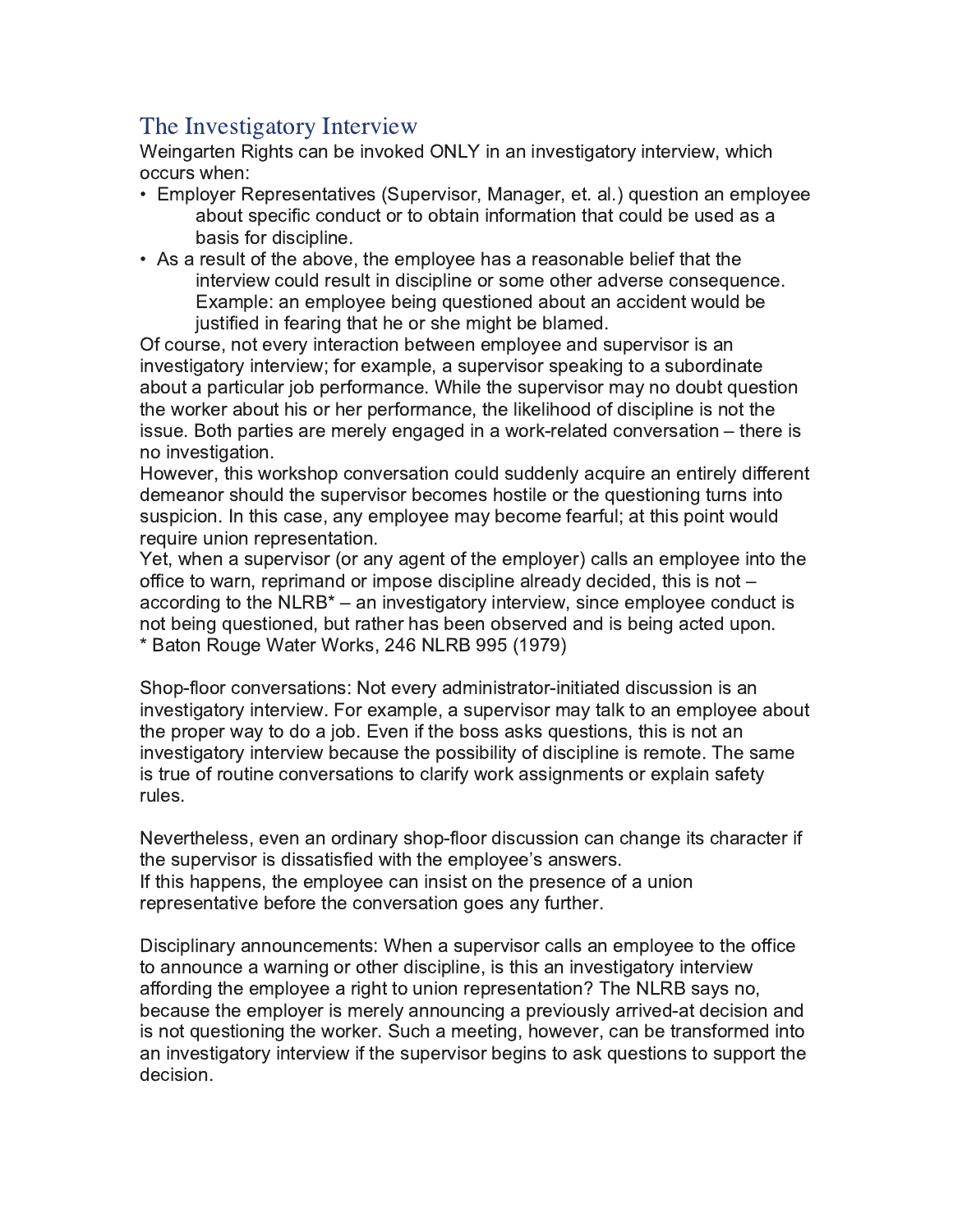## The Investigatory Interview

Weingarten Rights can be invoked ONLY in an investigatory interview, which occurs when:

- Employer Representatives (Supervisor, Manager, et. al.) question an employee about specific conduct or to obtain information that could be used as a basis for discipline.
- As a result of the above, the employee has a reasonable belief that the interview could result in discipline or some other adverse consequence. Example: an employee being questioned about an accident would be justified in fearing that he or she might be blamed.

Of course, not every interaction between employee and supervisor is an investigatory interview; for example, a supervisor speaking to a subordinate about a particular job performance. While the supervisor may no doubt question the worker about his or her performance, the likelihood of discipline is not the issue. Both parties are merely engaged in a work-related conversation – there is no investigation.

However, this workshop conversation could suddenly acquire an entirely different demeanor should the supervisor becomes hostile or the questioning turns into suspicion. In this case, any employee may become fearful; at this point would require union representation.

Yet, when a supervisor (or any agent of the employer) calls an employee into the office to warn, reprimand or impose discipline already decided, this is not – according to the NLRB* – an investigatory interview, since employee conduct is not being questioned, but rather has been observed and is being acted upon.

* Baton Rouge Water Works, 246 NLRB 995 (1979)

Shop-floor conversations: Not every administrator-initiated discussion is an investigatory interview. For example, a supervisor may talk to an employee about the proper way to do a job. Even if the boss asks questions, this is not an investigatory interview because the possibility of discipline is remote. The same is true of routine conversations to clarify work assignments or explain safety rules.

Nevertheless, even an ordinary shop-floor discussion can change its character if the supervisor is dissatisfied with the employee's answers.
If this happens, the employee can insist on the presence of a union representative before the conversation goes any further.

Disciplinary announcements: When a supervisor calls an employee to the office to announce a warning or other discipline, is this an investigatory interview affording the employee a right to union representation? The NLRB says no, because the employer is merely announcing a previously arrived-at decision and is not questioning the worker. Such a meeting, however, can be transformed into an investigatory interview if the supervisor begins to ask questions to support the decision.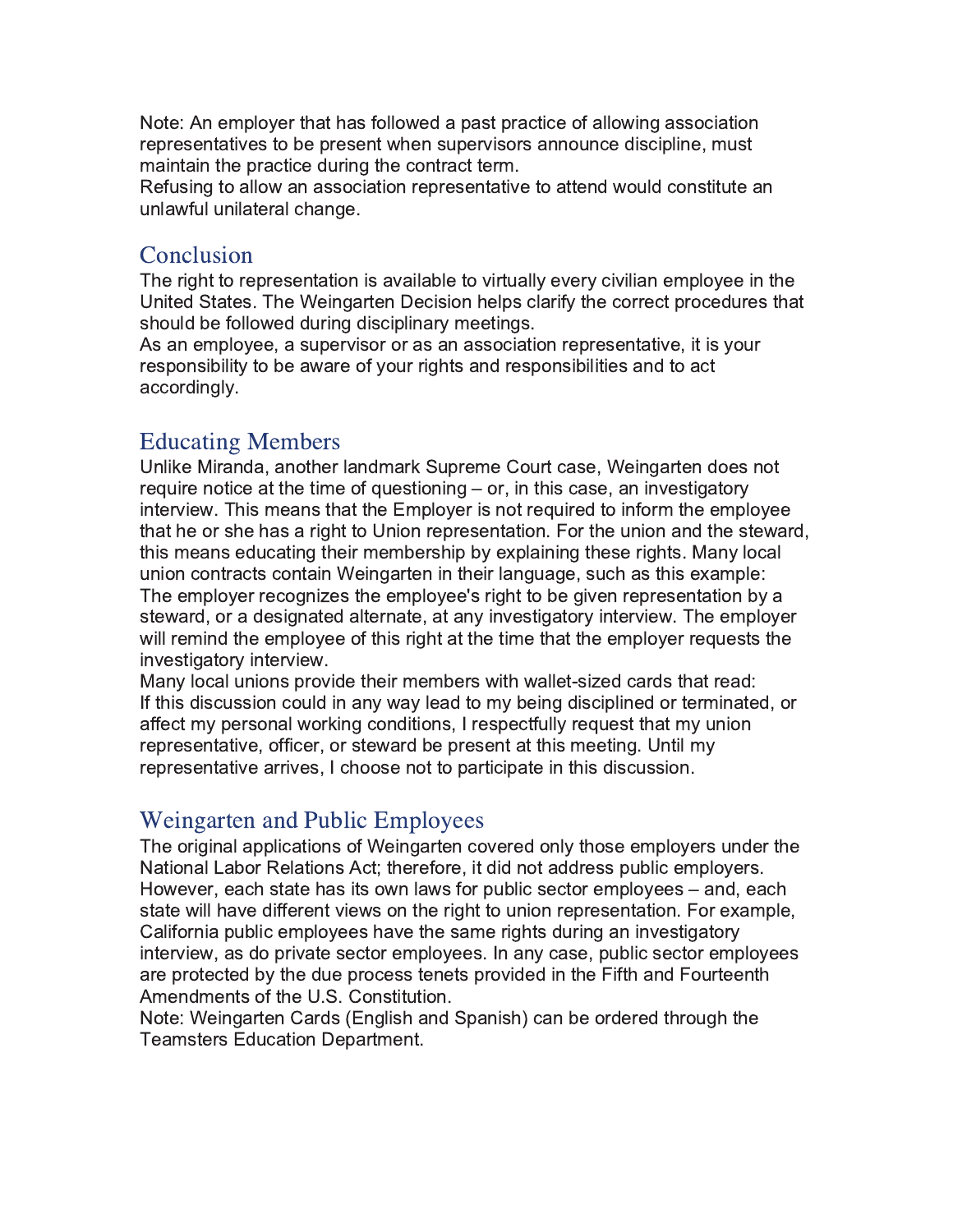Note: An employer that has followed a past practice of allowing association representatives to be present when supervisors announce discipline, must maintain the practice during the contract term.

Refusing to allow an association representative to attend would constitute an unlawful unilateral change.

## Conclusion

The right to representation is available to virtually every civilian employee in the United States. The Weingarten Decision helps clarify the correct procedures that should be followed during disciplinary meetings.

As an employee, a supervisor or as an association representative, it is your responsibility to be aware of your rights and responsibilities and to act accordingly.

## Educating Members

Unlike Miranda, another landmark Supreme Court case, Weingarten does not require notice at the time of questioning – or, in this case, an investigatory interview. This means that the Employer is not required to inform the employee that he or she has a right to Union representation. For the union and the steward, this means educating their membership by explaining these rights. Many local union contracts contain Weingarten in their language, such as this example:

The employer recognizes the employee's right to be given representation by a steward, or a designated alternate, at any investigatory interview. The employer will remind the employee of this right at the time that the employer requests the investigatory interview.

Many local unions provide their members with wallet-sized cards that read:

If this discussion could in any way lead to my being disciplined or terminated, or affect my personal working conditions, I respectfully request that my union representative, officer, or steward be present at this meeting. Until my representative arrives, I choose not to participate in this discussion.

## Weingarten and Public Employees

The original applications of Weingarten covered only those employers under the National Labor Relations Act; therefore, it did not address public employers. However, each state has its own laws for public sector employees – and, each state will have different views on the right to union representation. For example, California public employees have the same rights during an investigatory interview, as do private sector employees. In any case, public sector employees are protected by the due process tenets provided in the Fifth and Fourteenth Amendments of the U.S. Constitution.

Note: Weingarten Cards (English and Spanish) can be ordered through the Teamsters Education Department.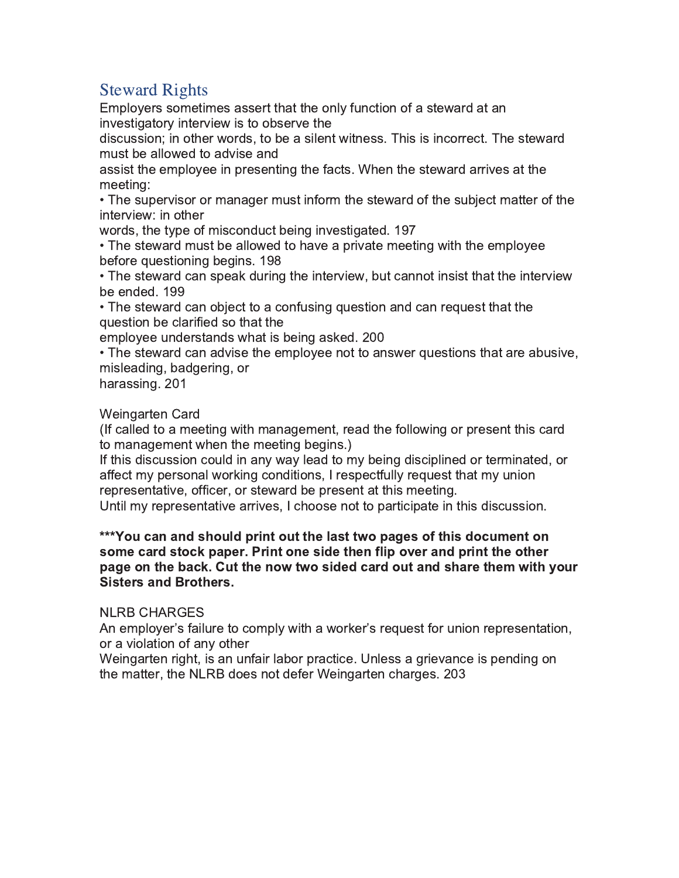## Steward Rights

Employers sometimes assert that the only function of a steward at an investigatory interview is to observe the discussion; in other words, to be a silent witness. This is incorrect. The steward must be allowed to advise and assist the employee in presenting the facts. When the steward arrives at the meeting:

- The supervisor or manager must inform the steward of the subject matter of the interview: in other words, the type of misconduct being investigated. 197
- The steward must be allowed to have a private meeting with the employee before questioning begins. 198
- The steward can speak during the interview, but cannot insist that the interview be ended. 199
- The steward can object to a confusing question and can request that the question be clarified so that the employee understands what is being asked. 200
- The steward can advise the employee not to answer questions that are abusive, misleading, badgering, or harassing. 201

Weingarten Card

(If called to a meeting with management, read the following or present this card to management when the meeting begins.)

If this discussion could in any way lead to my being disciplined or terminated, or affect my personal working conditions, I respectfully request that my union representative, officer, or steward be present at this meeting.

Until my representative arrives, I choose not to participate in this discussion.

**\*\*\*You can and should print out the last two pages of this document on some card stock paper. Print one side then flip over and print the other page on the back. Cut the now two sided card out and share them with your Sisters and Brothers.**

NLRB CHARGES

An employer's failure to comply with a worker's request for union representation, or a violation of any other Weingarten right, is an unfair labor practice. Unless a grievance is pending on the matter, the NLRB does not defer Weingarten charges. 203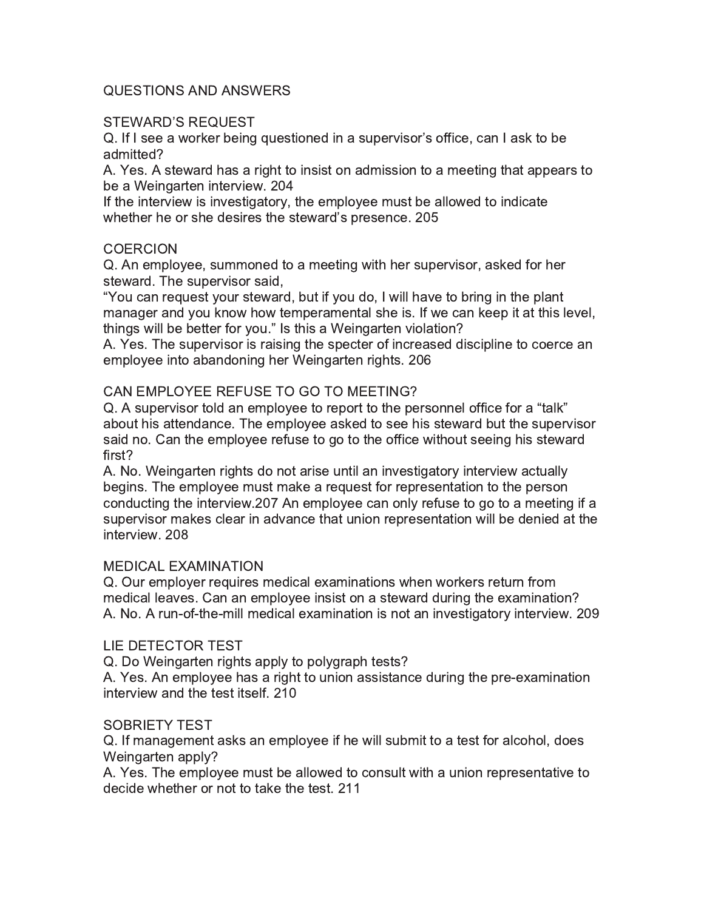# QUESTIONS AND ANSWERS

## STEWARD'S REQUEST

Q. If I see a worker being questioned in a supervisor's office, can I ask to be admitted?

A. Yes. A steward has a right to insist on admission to a meeting that appears to be a Weingarten interview. 204

If the interview is investigatory, the employee must be allowed to indicate whether he or she desires the steward's presence. 205

## COERCION

Q. An employee, summoned to a meeting with her supervisor, asked for her steward. The supervisor said,

"You can request your steward, but if you do, I will have to bring in the plant manager and you know how temperamental she is. If we can keep it at this level, things will be better for you." Is this a Weingarten violation?

A. Yes. The supervisor is raising the specter of increased discipline to coerce an employee into abandoning her Weingarten rights. 206

## CAN EMPLOYEE REFUSE TO GO TO MEETING?

Q. A supervisor told an employee to report to the personnel office for a "talk" about his attendance. The employee asked to see his steward but the supervisor said no. Can the employee refuse to go to the office without seeing his steward first?

A. No. Weingarten rights do not arise until an investigatory interview actually begins. The employee must make a request for representation to the person conducting the interview.207 An employee can only refuse to go to a meeting if a supervisor makes clear in advance that union representation will be denied at the interview. 208

## MEDICAL EXAMINATION

Q. Our employer requires medical examinations when workers return from medical leaves. Can an employee insist on a steward during the examination?

A. No. A run-of-the-mill medical examination is not an investigatory interview. 209

## LIE DETECTOR TEST

Q. Do Weingarten rights apply to polygraph tests?

A. Yes. An employee has a right to union assistance during the pre-examination interview and the test itself. 210

## SOBRIETY TEST

Q. If management asks an employee if he will submit to a test for alcohol, does Weingarten apply?

A. Yes. The employee must be allowed to consult with a union representative to decide whether or not to take the test. 211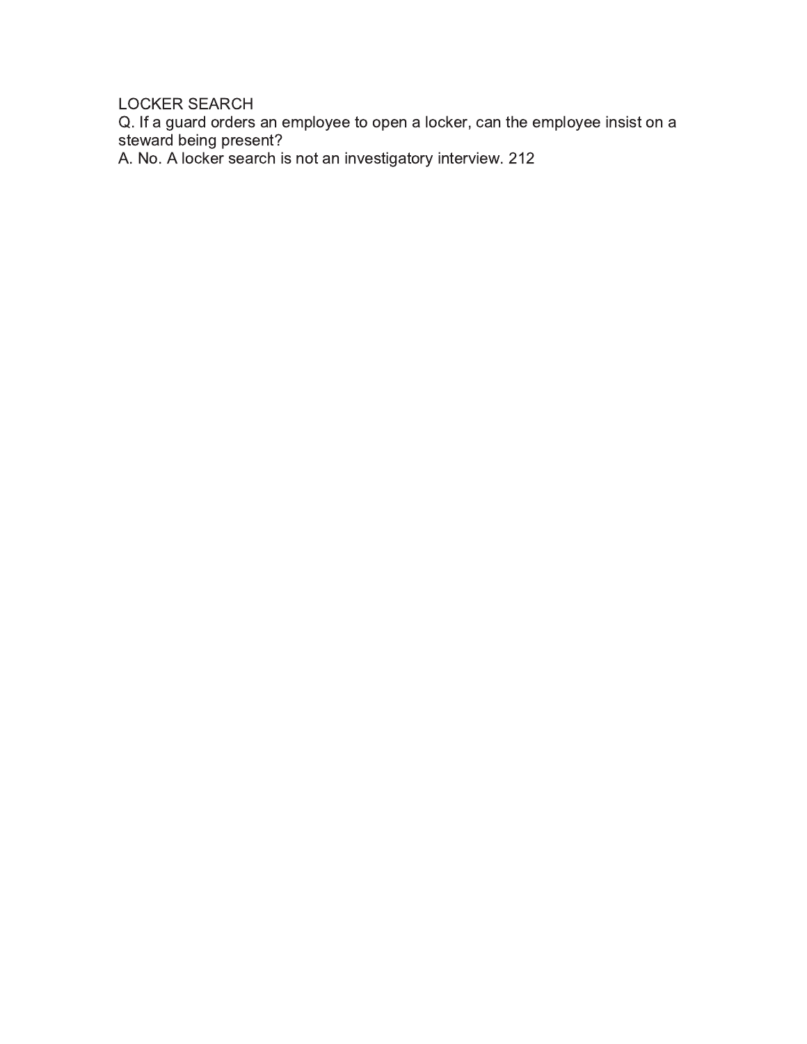## LOCKER SEARCH

Q. If a guard orders an employee to open a locker, can the employee insist on a steward being present?

A. No. A locker search is not an investigatory interview. 212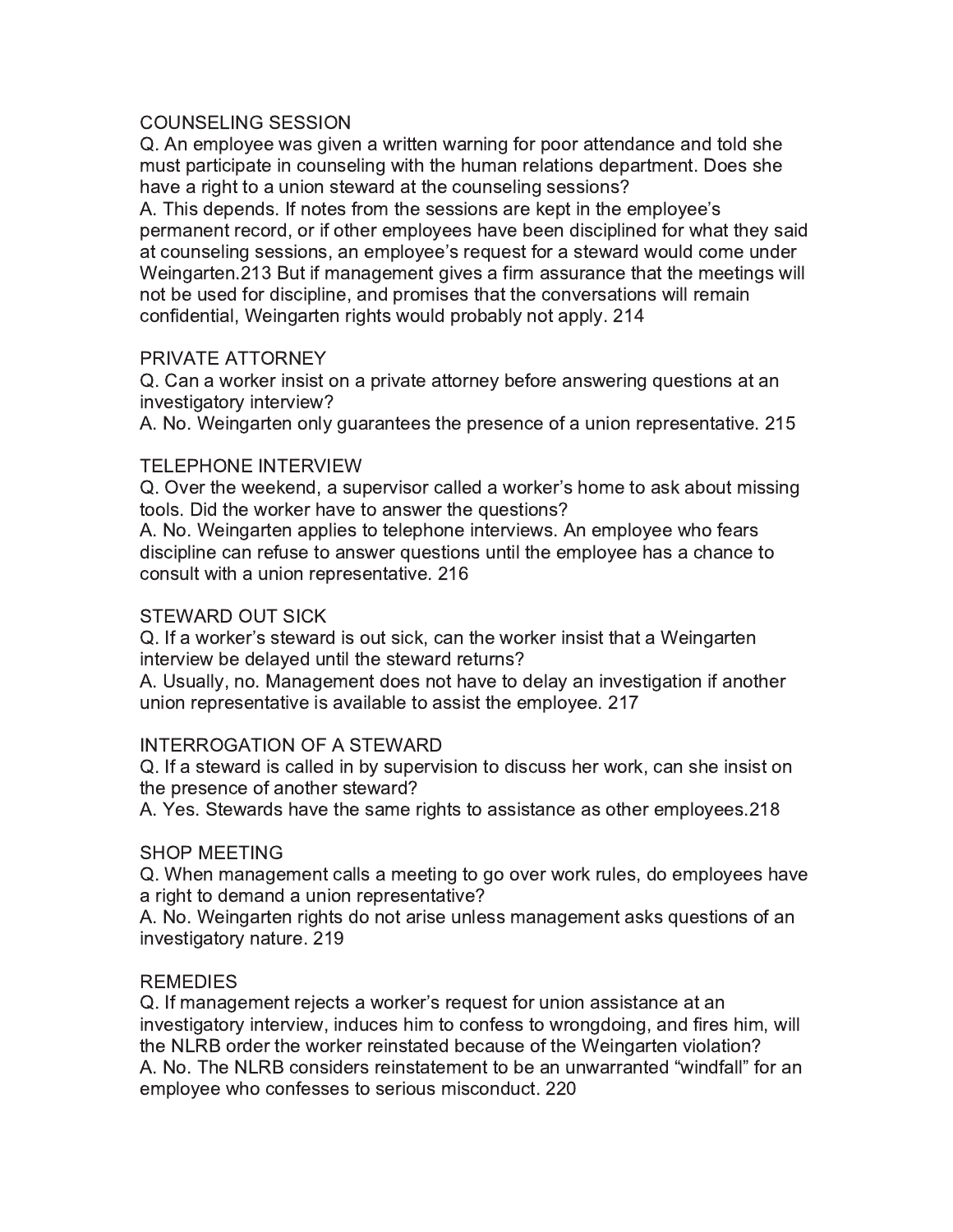## COUNSELING SESSION

Q. An employee was given a written warning for poor attendance and told she must participate in counseling with the human relations department. Does she have a right to a union steward at the counseling sessions?

A. This depends. If notes from the sessions are kept in the employee's permanent record, or if other employees have been disciplined for what they said at counseling sessions, an employee's request for a steward would come under Weingarten.213 But if management gives a firm assurance that the meetings will not be used for discipline, and promises that the conversations will remain confidential, Weingarten rights would probably not apply. 214

## PRIVATE ATTORNEY

Q. Can a worker insist on a private attorney before answering questions at an investigatory interview?

A. No. Weingarten only guarantees the presence of a union representative. 215

## TELEPHONE INTERVIEW

Q. Over the weekend, a supervisor called a worker's home to ask about missing tools. Did the worker have to answer the questions?

A. No. Weingarten applies to telephone interviews. An employee who fears discipline can refuse to answer questions until the employee has a chance to consult with a union representative. 216

## STEWARD OUT SICK

Q. If a worker's steward is out sick, can the worker insist that a Weingarten interview be delayed until the steward returns?

A. Usually, no. Management does not have to delay an investigation if another union representative is available to assist the employee. 217

## INTERROGATION OF A STEWARD

Q. If a steward is called in by supervision to discuss her work, can she insist on the presence of another steward?

A. Yes. Stewards have the same rights to assistance as other employees.218

## SHOP MEETING

Q. When management calls a meeting to go over work rules, do employees have a right to demand a union representative?

A. No. Weingarten rights do not arise unless management asks questions of an investigatory nature. 219

## REMEDIES

Q. If management rejects a worker's request for union assistance at an investigatory interview, induces him to confess to wrongdoing, and fires him, will the NLRB order the worker reinstated because of the Weingarten violation?

A. No. The NLRB considers reinstatement to be an unwarranted "windfall" for an employee who confesses to serious misconduct. 220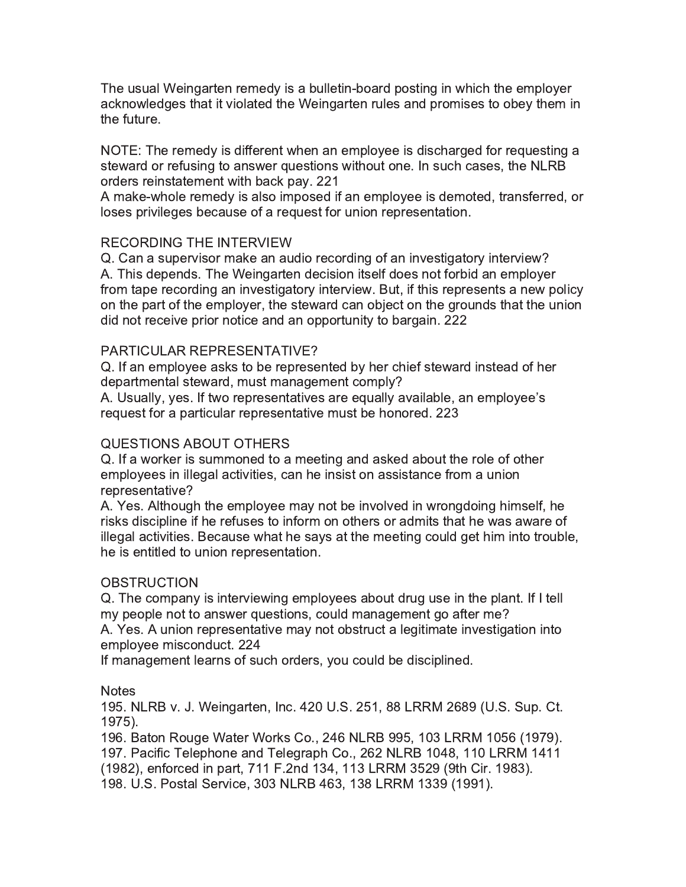The usual Weingarten remedy is a bulletin-board posting in which the employer acknowledges that it violated the Weingarten rules and promises to obey them in the future.

NOTE: The remedy is different when an employee is discharged for requesting a steward or refusing to answer questions without one. In such cases, the NLRB orders reinstatement with back pay. 221

A make-whole remedy is also imposed if an employee is demoted, transferred, or loses privileges because of a request for union representation.

## RECORDING THE INTERVIEW

Q. Can a supervisor make an audio recording of an investigatory interview?

A. This depends. The Weingarten decision itself does not forbid an employer from tape recording an investigatory interview. But, if this represents a new policy on the part of the employer, the steward can object on the grounds that the union did not receive prior notice and an opportunity to bargain. 222

## PARTICULAR REPRESENTATIVE?

Q. If an employee asks to be represented by her chief steward instead of her departmental steward, must management comply?

A. Usually, yes. If two representatives are equally available, an employee's request for a particular representative must be honored. 223

## QUESTIONS ABOUT OTHERS

Q. If a worker is summoned to a meeting and asked about the role of other employees in illegal activities, can he insist on assistance from a union representative?

A. Yes. Although the employee may not be involved in wrongdoing himself, he risks discipline if he refuses to inform on others or admits that he was aware of illegal activities. Because what he says at the meeting could get him into trouble, he is entitled to union representation.

## OBSTRUCTION

Q. The company is interviewing employees about drug use in the plant. If I tell my people not to answer questions, could management go after me?

A. Yes. A union representative may not obstruct a legitimate investigation into employee misconduct. 224

If management learns of such orders, you could be disciplined.

## Notes

195. NLRB v. J. Weingarten, Inc. 420 U.S. 251, 88 LRRM 2689 (U.S. Sup. Ct. 1975).

196. Baton Rouge Water Works Co., 246 NLRB 995, 103 LRRM 1056 (1979).

197. Pacific Telephone and Telegraph Co., 262 NLRB 1048, 110 LRRM 1411 (1982), enforced in part, 711 F.2nd 134, 113 LRRM 3529 (9th Cir. 1983).

198. U.S. Postal Service, 303 NLRB 463, 138 LRRM 1339 (1991).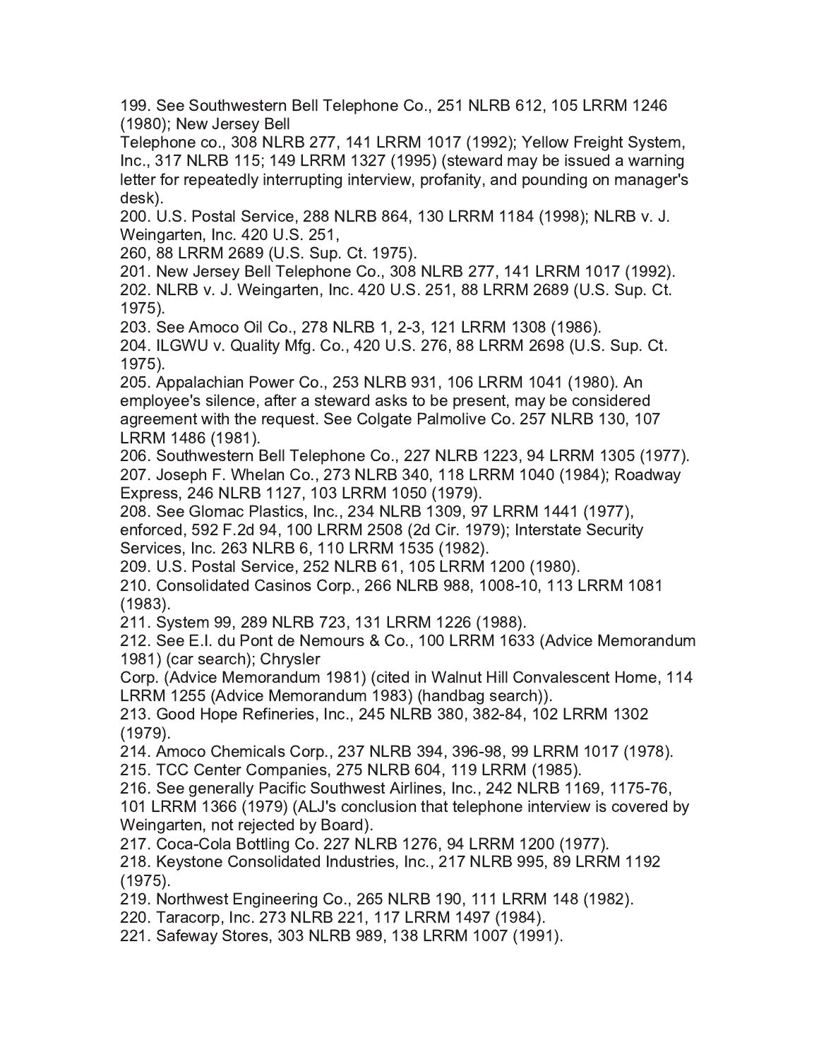199. See Southwestern Bell Telephone Co., 251 NLRB 612, 105 LRRM 1246 (1980); New Jersey Bell Telephone co., 308 NLRB 277, 141 LRRM 1017 (1992); Yellow Freight System, Inc., 317 NLRB 115; 149 LRRM 1327 (1995) (steward may be issued a warning letter for repeatedly interrupting interview, profanity, and pounding on manager's desk).

200. U.S. Postal Service, 288 NLRB 864, 130 LRRM 1184 (1998); NLRB v. J. Weingarten, Inc. 420 U.S. 251, 260, 88 LRRM 2689 (U.S. Sup. Ct. 1975).

201. New Jersey Bell Telephone Co., 308 NLRB 277, 141 LRRM 1017 (1992).

202. NLRB v. J. Weingarten, Inc. 420 U.S. 251, 88 LRRM 2689 (U.S. Sup. Ct. 1975).

203. See Amoco Oil Co., 278 NLRB 1, 2-3, 121 LRRM 1308 (1986).

204. ILGWU v. Quality Mfg. Co., 420 U.S. 276, 88 LRRM 2698 (U.S. Sup. Ct. 1975).

205. Appalachian Power Co., 253 NLRB 931, 106 LRRM 1041 (1980). An employee's silence, after a steward asks to be present, may be considered agreement with the request. See Colgate Palmolive Co. 257 NLRB 130, 107 LRRM 1486 (1981).

206. Southwestern Bell Telephone Co., 227 NLRB 1223, 94 LRRM 1305 (1977).

207. Joseph F. Whelan Co., 273 NLRB 340, 118 LRRM 1040 (1984); Roadway Express, 246 NLRB 1127, 103 LRRM 1050 (1979).

208. See Glomac Plastics, Inc., 234 NLRB 1309, 97 LRRM 1441 (1977), enforced, 592 F.2d 94, 100 LRRM 2508 (2d Cir. 1979); Interstate Security Services, Inc. 263 NLRB 6, 110 LRRM 1535 (1982).

209. U.S. Postal Service, 252 NLRB 61, 105 LRRM 1200 (1980).

210. Consolidated Casinos Corp., 266 NLRB 988, 1008-10, 113 LRRM 1081 (1983).

211. System 99, 289 NLRB 723, 131 LRRM 1226 (1988).

212. See E.I. du Pont de Nemours & Co., 100 LRRM 1633 (Advice Memorandum 1981) (car search); Chrysler Corp. (Advice Memorandum 1981) (cited in Walnut Hill Convalescent Home, 114 LRRM 1255 (Advice Memorandum 1983) (handbag search)).

213. Good Hope Refineries, Inc., 245 NLRB 380, 382-84, 102 LRRM 1302 (1979).

214. Amoco Chemicals Corp., 237 NLRB 394, 396-98, 99 LRRM 1017 (1978).

215. TCC Center Companies, 275 NLRB 604, 119 LRRM (1985).

216. See generally Pacific Southwest Airlines, Inc., 242 NLRB 1169, 1175-76, 101 LRRM 1366 (1979) (ALJ's conclusion that telephone interview is covered by Weingarten, not rejected by Board).

217. Coca-Cola Bottling Co. 227 NLRB 1276, 94 LRRM 1200 (1977).

218. Keystone Consolidated Industries, Inc., 217 NLRB 995, 89 LRRM 1192 (1975).

219. Northwest Engineering Co., 265 NLRB 190, 111 LRRM 148 (1982).

220. Taracorp, Inc. 273 NLRB 221, 117 LRRM 1497 (1984).

221. Safeway Stores, 303 NLRB 989, 138 LRRM 1007 (1991).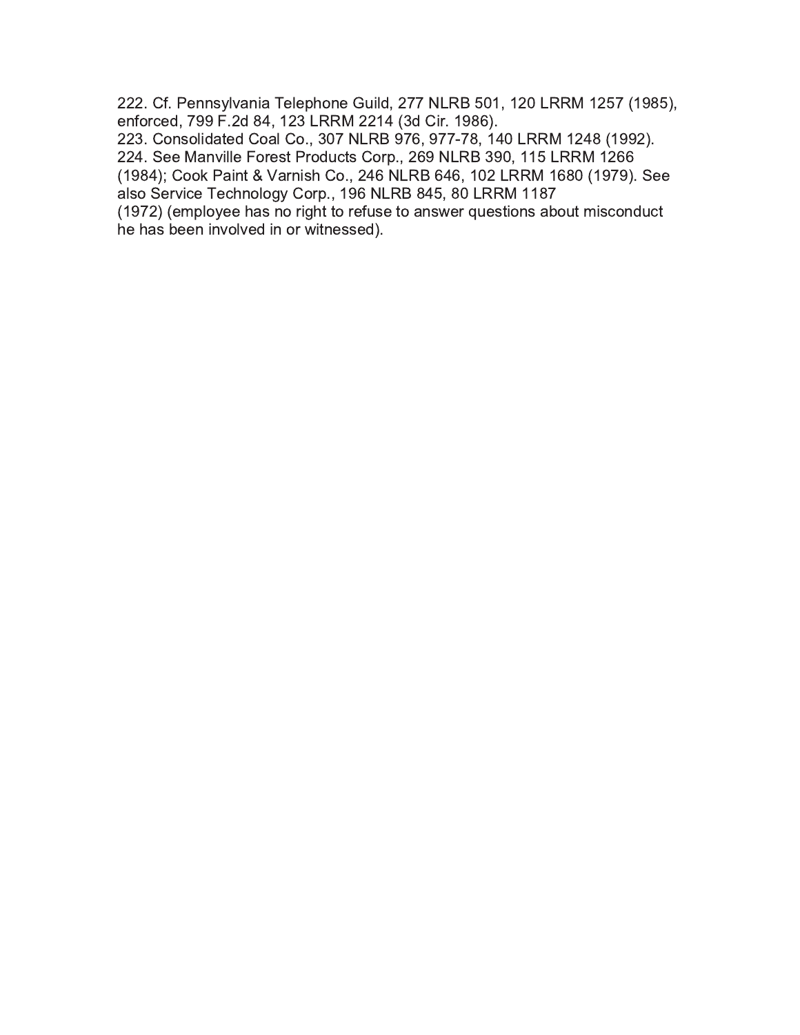222. Cf. Pennsylvania Telephone Guild, 277 NLRB 501, 120 LRRM 1257 (1985), enforced, 799 F.2d 84, 123 LRRM 2214 (3d Cir. 1986).

223. Consolidated Coal Co., 307 NLRB 976, 977-78, 140 LRRM 1248 (1992).

224. See Manville Forest Products Corp., 269 NLRB 390, 115 LRRM 1266 (1984); Cook Paint & Varnish Co., 246 NLRB 646, 102 LRRM 1680 (1979). See also Service Technology Corp., 196 NLRB 845, 80 LRRM 1187 (1972) (employee has no right to refuse to answer questions about misconduct he has been involved in or witnessed).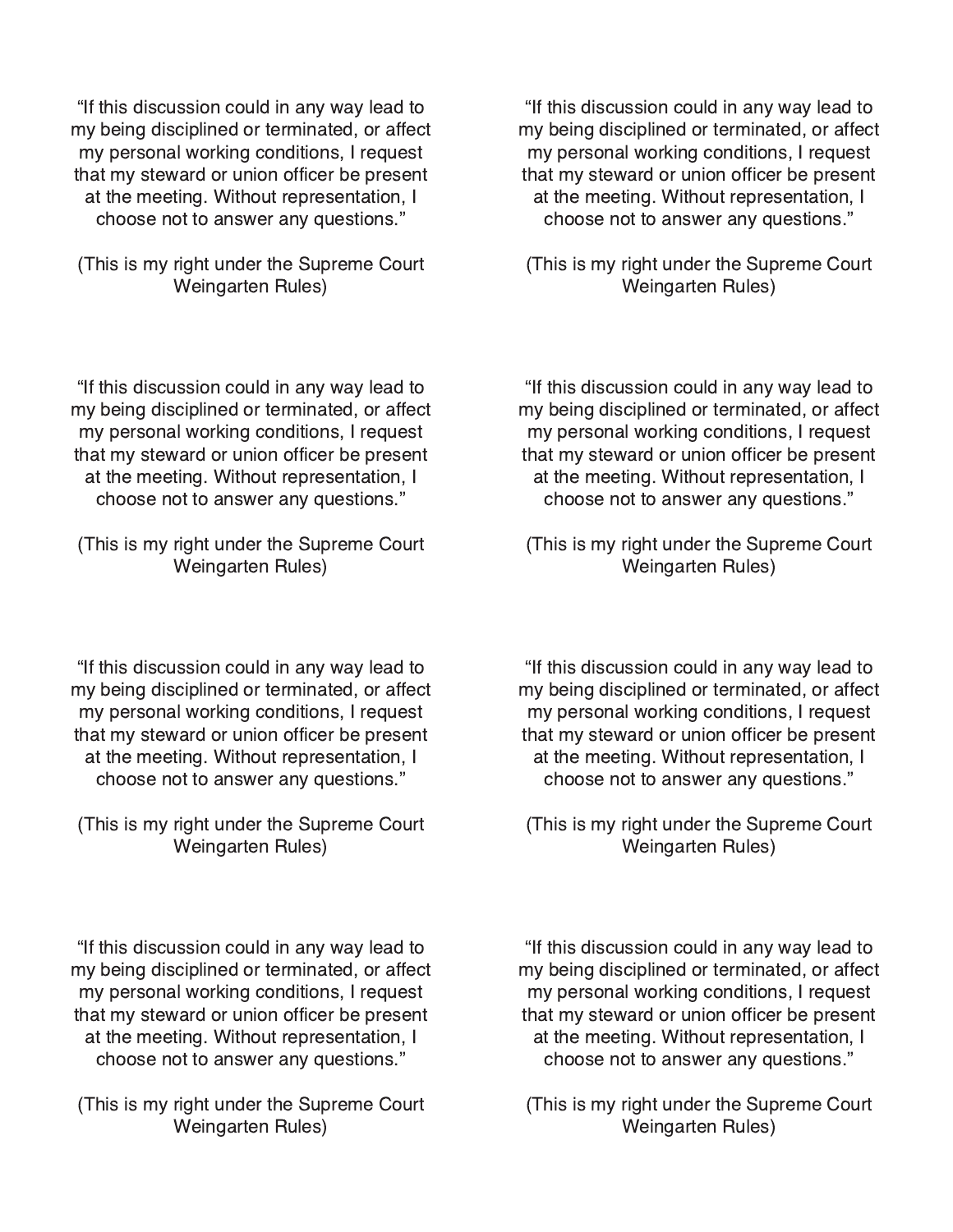"If this discussion could in any way lead to my being disciplined or terminated, or affect my personal working conditions, I request that my steward or union officer be present at the meeting. Without representation, I choose not to answer any questions."

(This is my right under the Supreme Court Weingarten Rules)

"If this discussion could in any way lead to my being disciplined or terminated, or affect my personal working conditions, I request that my steward or union officer be present at the meeting. Without representation, I choose not to answer any questions."

(This is my right under the Supreme Court Weingarten Rules)

"If this discussion could in any way lead to my being disciplined or terminated, or affect my personal working conditions, I request that my steward or union officer be present at the meeting. Without representation, I choose not to answer any questions."

(This is my right under the Supreme Court Weingarten Rules)

"If this discussion could in any way lead to my being disciplined or terminated, or affect my personal working conditions, I request that my steward or union officer be present at the meeting. Without representation, I choose not to answer any questions."

(This is my right under the Supreme Court Weingarten Rules)

"If this discussion could in any way lead to my being disciplined or terminated, or affect my personal working conditions, I request that my steward or union officer be present at the meeting. Without representation, I choose not to answer any questions."

(This is my right under the Supreme Court Weingarten Rules)

"If this discussion could in any way lead to my being disciplined or terminated, or affect my personal working conditions, I request that my steward or union officer be present at the meeting. Without representation, I choose not to answer any questions."

(This is my right under the Supreme Court Weingarten Rules)

"If this discussion could in any way lead to my being disciplined or terminated, or affect my personal working conditions, I request that my steward or union officer be present at the meeting. Without representation, I choose not to answer any questions."

(This is my right under the Supreme Court Weingarten Rules)

"If this discussion could in any way lead to my being disciplined or terminated, or affect my personal working conditions, I request that my steward or union officer be present at the meeting. Without representation, I choose not to answer any questions."

(This is my right under the Supreme Court Weingarten Rules)